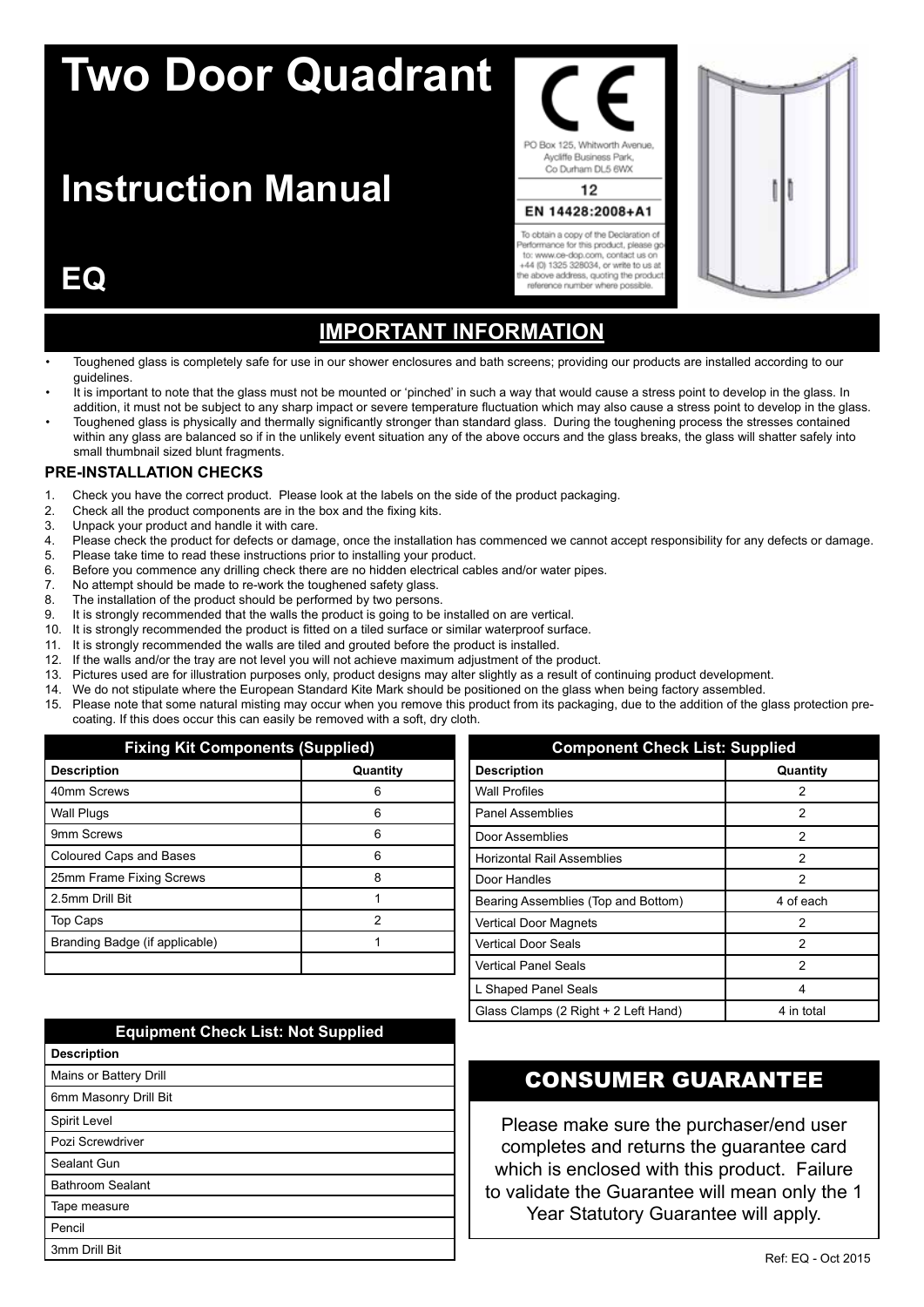# Two Door Quadrant

# Instruction Manual

# EQ

PO Box 125, Whitworth Avenue, Aycliffe Business Park, Co Durham DL5 6WX

12

EN 14428:2008+A1

To obtain a copy of the Declaration of Performance for this product, please go to: www.ce-dop.com, contact us on +44 (0) 1325 328034, or write to us at the above address, quoting the product reference number where possible.

## IMPORTANT INFORMATION

- Toughened glass is completely safe for use in our shower enclosures and bath screens; providing our products are installed according to our guidelines.
- It is important to note that the glass must not be mounted or 'pinched' in such a way that would cause a stress point to develop in the glass. In addition, it must not be subject to any sharp impact or severe temperature fluctuation which may also cause a stress point to develop in the glass.
- Toughened glass is physically and thermally significantly stronger than standard glass. During the toughening process the stresses contained within any glass are balanced so if in the unlikely event situation any of the above occurs and the glass breaks, the glass will shatter safely into small thumbnail sized blunt fragments.

### PRE-INSTALLATION CHECKS

1. Check you have the correct product. Please look at the labels on the side of the product packaging.
2. Check all the product components are in the box and the fixing kits.
3. Unpack your product and handle it with care.
4. Please check the product for defects or damage, once the installation has commenced we cannot accept responsibility for any defects or damage.
5. Please take time to read these instructions prior to installing your product.
6. Before you commence any drilling check there are no hidden electrical cables and/or water pipes.
7. No attempt should be made to re-work the toughened safety glass.
8. The installation of the product should be performed by two persons.
9. It is strongly recommended that the walls the product is going to be installed on are vertical.
10. It is strongly recommended the product is fitted on a tiled surface or similar waterproof surface.
11. It is strongly recommended the walls are tiled and grouted before the product is installed.
12. If the walls and/or the tray are not level you will not achieve maximum adjustment of the product.
13. Pictures used are for illustration purposes only, product designs may alter slightly as a result of continuing product development.
14. We do not stipulate where the European Standard Kite Mark should be positioned on the glass when being factory assembled.
15. Please note that some natural misting may occur when you remove this product from its packaging, due to the addition of the glass protection pre-coating. If this does occur this can easily be removed with a soft, dry cloth.

| Fixing Kit Components (Supplied) | |
|---|---|
| **Description** | **Quantity** |
| 40mm Screws | 6 |
| Wall Plugs | 6 |
| 9mm Screws | 6 |
| Coloured Caps and Bases | 6 |
| 25mm Frame Fixing Screws | 8 |
| 2.5mm Drill Bit | 1 |
| Top Caps | 2 |
| Branding Badge (if applicable) | 1 |
| | |

| Component Check List: Supplied | |
|---|---|
| **Description** | **Quantity** |
| Wall Profiles | 2 |
| Panel Assemblies | 2 |
| Door Assemblies | 2 |
| Horizontal Rail Assemblies | 2 |
| Door Handles | 2 |
| Bearing Assemblies (Top and Bottom) | 4 of each |
| Vertical Door Magnets | 2 |
| Vertical Door Seals | 2 |
| Vertical Panel Seals | 2 |
| L Shaped Panel Seals | 4 |
| Glass Clamps (2 Right + 2 Left Hand) | 4 in total |

| Equipment Check List: Not Supplied |
|---|
| **Description** |
| Mains or Battery Drill |
| 6mm Masonry Drill Bit |
| Spirit Level |
| Pozi Screwdriver |
| Sealant Gun |
| Bathroom Sealant |
| Tape measure |
| Pencil |
| 3mm Drill Bit |

## CONSUMER GUARANTEE

Please make sure the purchaser/end user completes and returns the guarantee card which is enclosed with this product. Failure to validate the Guarantee will mean only the 1 Year Statutory Guarantee will apply.

Ref: EQ - Oct 2015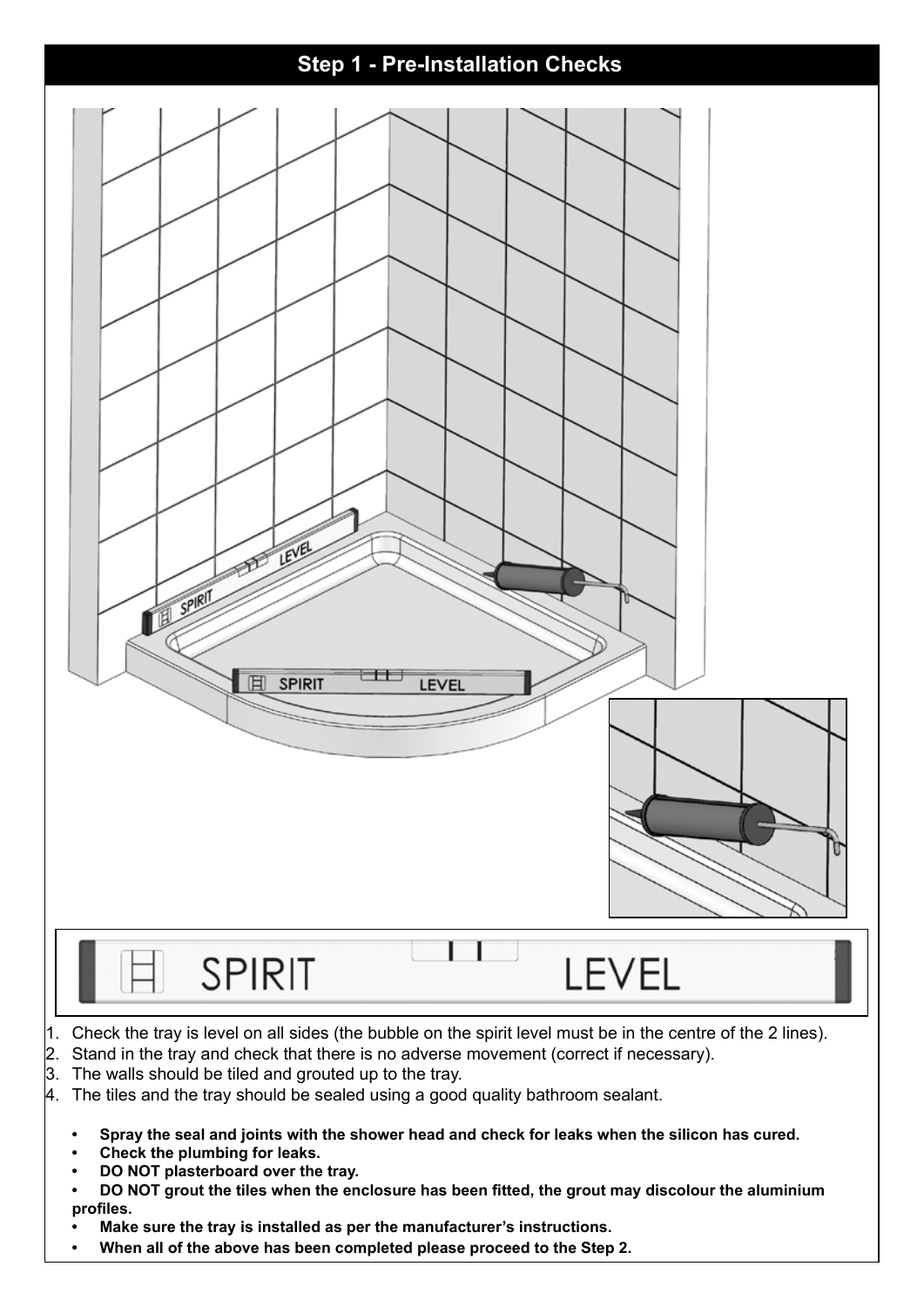## Step 1 - Pre-Installation Checks

1. Check the tray is level on all sides (the bubble on the spirit level must be in the centre of the 2 lines).
2. Stand in the tray and check that there is no adverse movement (correct if necessary).
3. The walls should be tiled and grouted up to the tray.
4. The tiles and the tray should be sealed using a good quality bathroom sealant.

- **Spray the seal and joints with the shower head and check for leaks when the silicon has cured.**
- **Check the plumbing for leaks.**
- **DO NOT plasterboard over the tray.**
- **DO NOT grout the tiles when the enclosure has been fitted, the grout may discolour the aluminium profiles.**
- **Make sure the tray is installed as per the manufacturer's instructions.**
- **When all of the above has been completed please proceed to the Step 2.**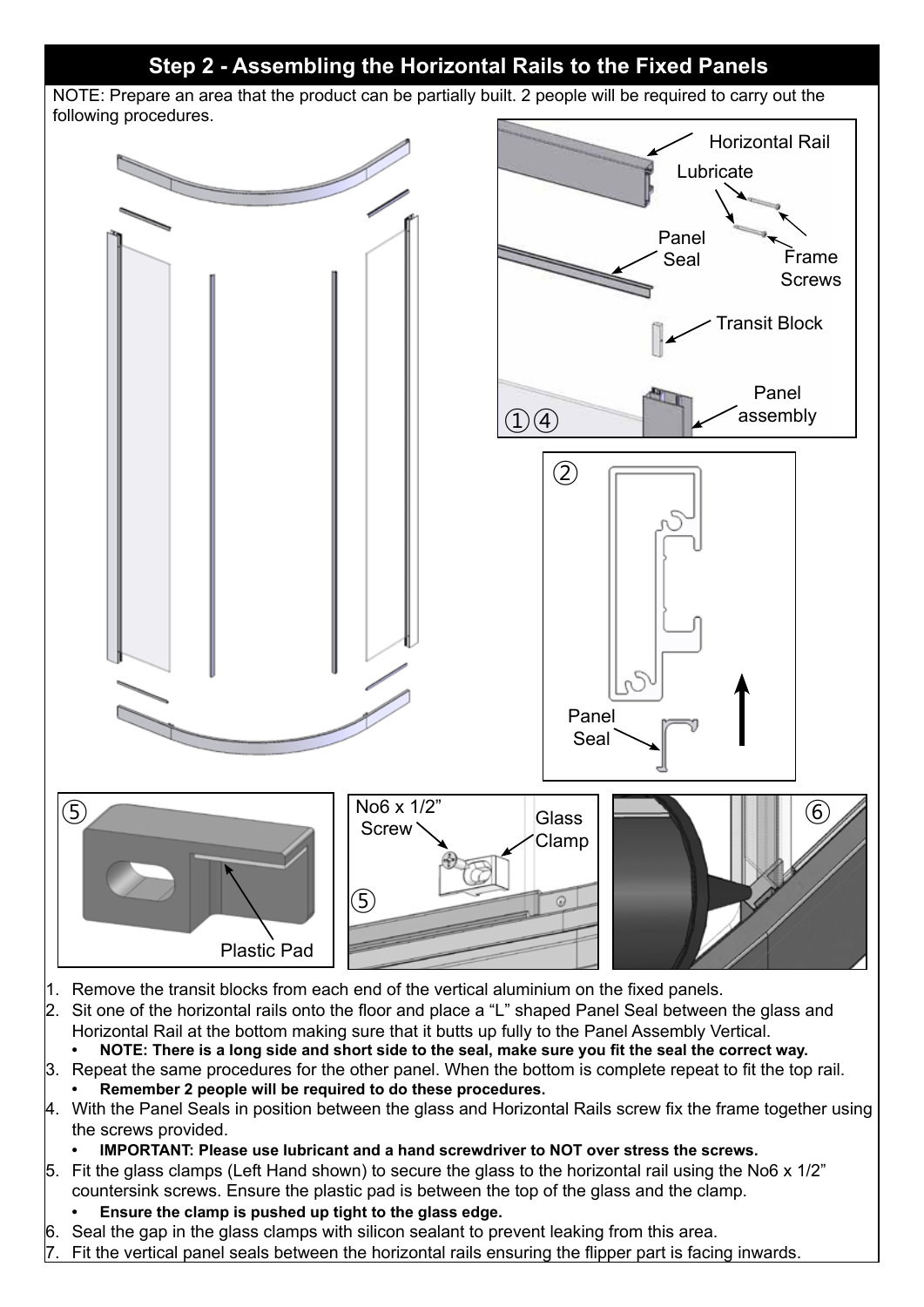## Step 2 - Assembling the Horizontal Rails to the Fixed Panels

NOTE: Prepare an area that the product can be partially built. 2 people will be required to carry out the following procedures.

Horizontal Rail

Lubricate

Panel Seal

Frame Screws

Transit Block

Panel assembly

①④

②

Panel Seal

⑤

Plastic Pad

No6 x 1/2" Screw

Glass Clamp

⑤

⑥

1. Remove the transit blocks from each end of the vertical aluminium on the fixed panels.
2. Sit one of the horizontal rails onto the floor and place a "L" shaped Panel Seal between the glass and Horizontal Rail at the bottom making sure that it butts up fully to the Panel Assembly Vertical.
   - **NOTE: There is a long side and short side to the seal, make sure you fit the seal the correct way.**
3. Repeat the same procedures for the other panel. When the bottom is complete repeat to fit the top rail.
   - **Remember 2 people will be required to do these procedures.**
4. With the Panel Seals in position between the glass and Horizontal Rails screw fix the frame together using the screws provided.
   - **IMPORTANT: Please use lubricant and a hand screwdriver to NOT over stress the screws.**
5. Fit the glass clamps (Left Hand shown) to secure the glass to the horizontal rail using the No6 x 1/2" countersink screws. Ensure the plastic pad is between the top of the glass and the clamp.
   - **Ensure the clamp is pushed up tight to the glass edge.**
6. Seal the gap in the glass clamps with silicon sealant to prevent leaking from this area.
7. Fit the vertical panel seals between the horizontal rails ensuring the flipper part is facing inwards.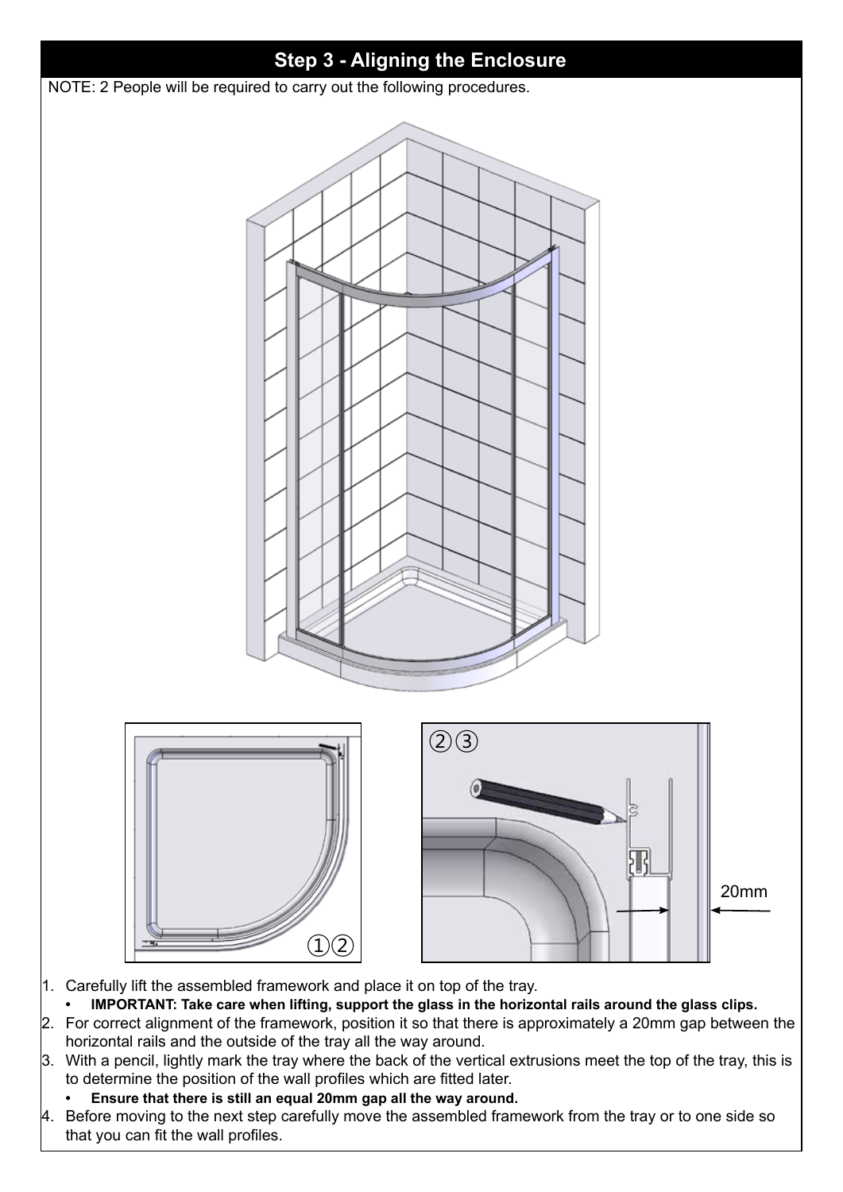## Step 3 - Aligning the Enclosure

NOTE: 2 People will be required to carry out the following procedures.

1. Carefully lift the assembled framework and place it on top of the tray.
   - **IMPORTANT: Take care when lifting, support the glass in the horizontal rails around the glass clips.**
2. For correct alignment of the framework, position it so that there is approximately a 20mm gap between the horizontal rails and the outside of the tray all the way around.
3. With a pencil, lightly mark the tray where the back of the vertical extrusions meet the top of the tray, this is to determine the position of the wall profiles which are fitted later.
   - **Ensure that there is still an equal 20mm gap all the way around.**
4. Before moving to the next step carefully move the assembled framework from the tray or to one side so that you can fit the wall profiles.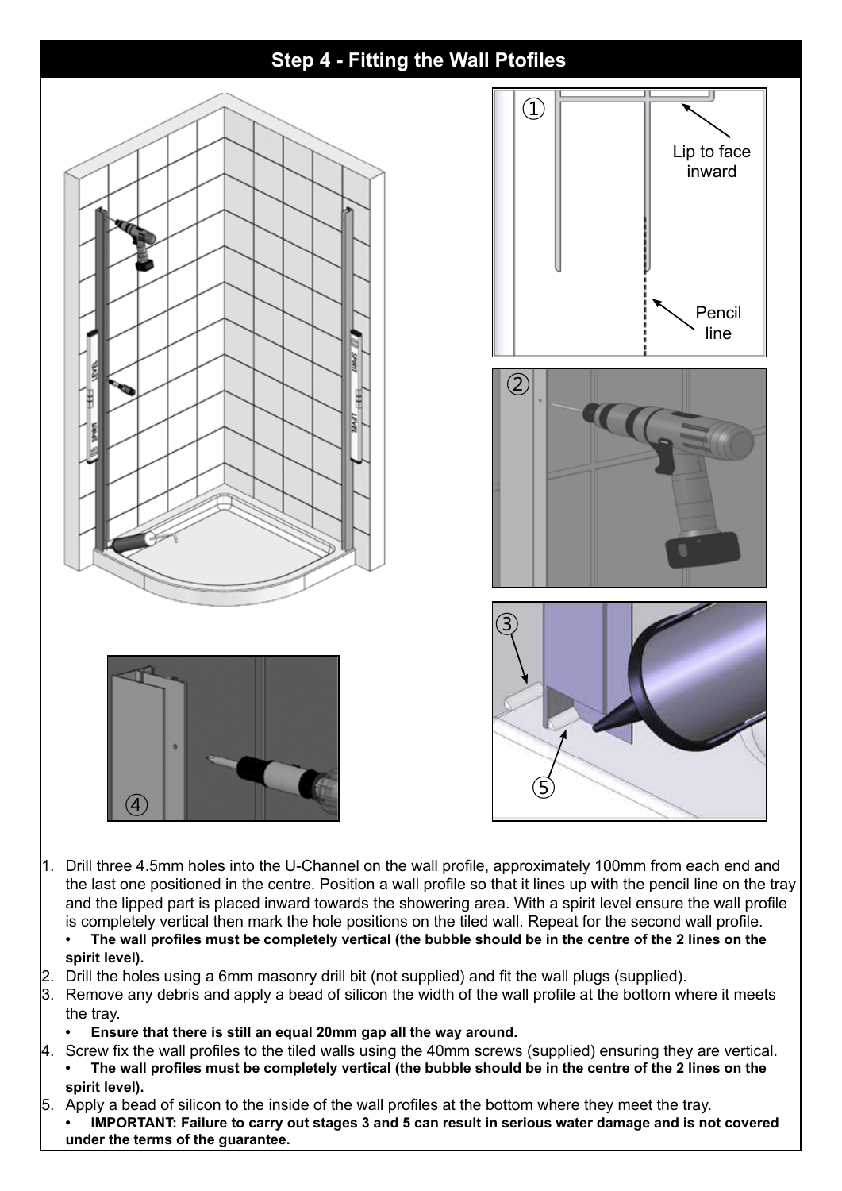# Step 4 - Fitting the Wall Ptofiles

Lip to face inward

Pencil line

1. Drill three 4.5mm holes into the U-Channel on the wall profile, approximately 100mm from each end and the last one positioned in the centre. Position a wall profile so that it lines up with the pencil line on the tray and the lipped part is placed inward towards the showering area. With a spirit level ensure the wall profile is completely vertical then mark the hole positions on the tiled wall. Repeat for the second wall profile.
   - **The wall profiles must be completely vertical (the bubble should be in the centre of the 2 lines on the spirit level).**
2. Drill the holes using a 6mm masonry drill bit (not supplied) and fit the wall plugs (supplied).
3. Remove any debris and apply a bead of silicon the width of the wall profile at the bottom where it meets the tray.
   - **Ensure that there is still an equal 20mm gap all the way around.**
4. Screw fix the wall profiles to the tiled walls using the 40mm screws (supplied) ensuring they are vertical.
   - **The wall profiles must be completely vertical (the bubble should be in the centre of the 2 lines on the spirit level).**
5. Apply a bead of silicon to the inside of the wall profiles at the bottom where they meet the tray.
   - **IMPORTANT: Failure to carry out stages 3 and 5 can result in serious water damage and is not covered under the terms of the guarantee.**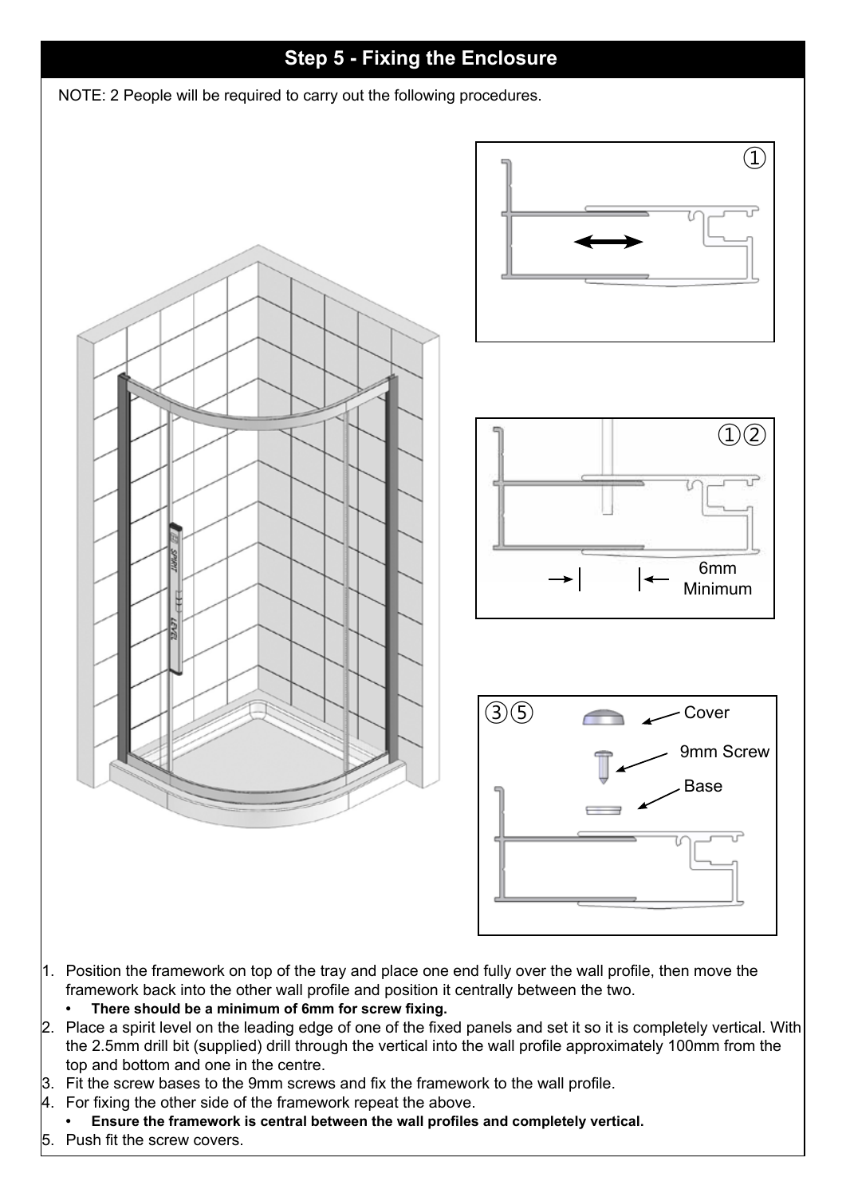## Step 5 - Fixing the Enclosure

NOTE: 2 People will be required to carry out the following procedures.

①

①②

6mm Minimum

③⑤

Cover

9mm Screw

Base

1. Position the framework on top of the tray and place one end fully over the wall profile, then move the framework back into the other wall profile and position it centrally between the two.
   - **There should be a minimum of 6mm for screw fixing.**
2. Place a spirit level on the leading edge of one of the fixed panels and set it so it is completely vertical. With the 2.5mm drill bit (supplied) drill through the vertical into the wall profile approximately 100mm from the top and bottom and one in the centre.
3. Fit the screw bases to the 9mm screws and fix the framework to the wall profile.
4. For fixing the other side of the framework repeat the above.
   - **Ensure the framework is central between the wall profiles and completely vertical.**
5. Push fit the screw covers.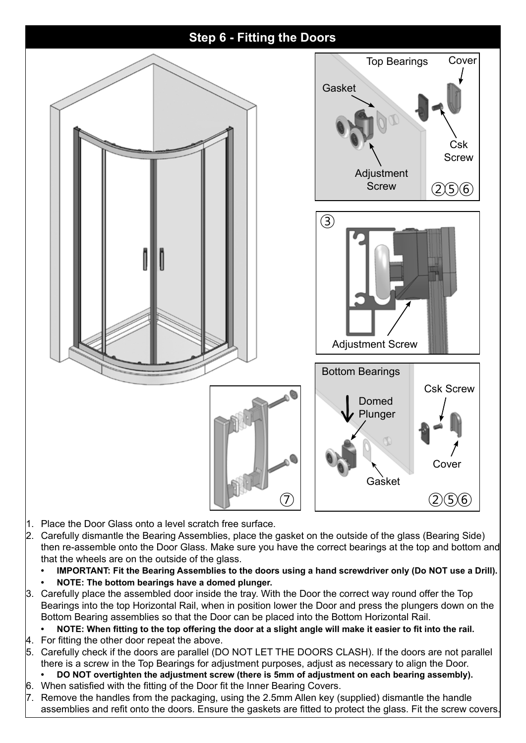## Step 6 - Fitting the Doors

1. Place the Door Glass onto a level scratch free surface.
2. Carefully dismantle the Bearing Assemblies, place the gasket on the outside of the glass (Bearing Side) then re-assemble onto the Door Glass. Make sure you have the correct bearings at the top and bottom and that the wheels are on the outside of the glass.
   - **IMPORTANT: Fit the Bearing Assemblies to the doors using a hand screwdriver only (Do NOT use a Drill).**
   - **NOTE: The bottom bearings have a domed plunger.**
3. Carefully place the assembled door inside the tray. With the Door the correct way round offer the Top Bearings into the top Horizontal Rail, when in position lower the Door and press the plungers down on the Bottom Bearing assemblies so that the Door can be placed into the Bottom Horizontal Rail.
   - **NOTE: When fitting to the top offering the door at a slight angle will make it easier to fit into the rail.**
4. For fitting the other door repeat the above.
5. Carefully check if the doors are parallel (DO NOT LET THE DOORS CLASH). If the doors are not parallel there is a screw in the Top Bearings for adjustment purposes, adjust as necessary to align the Door.
   - **DO NOT overtighten the adjustment screw (there is 5mm of adjustment on each bearing assembly).**
6. When satisfied with the fitting of the Door fit the Inner Bearing Covers.
7. Remove the handles from the packaging, using the 2.5mm Allen key (supplied) dismantle the handle assemblies and refit onto the doors. Ensure the gaskets are fitted to protect the glass. Fit the screw covers.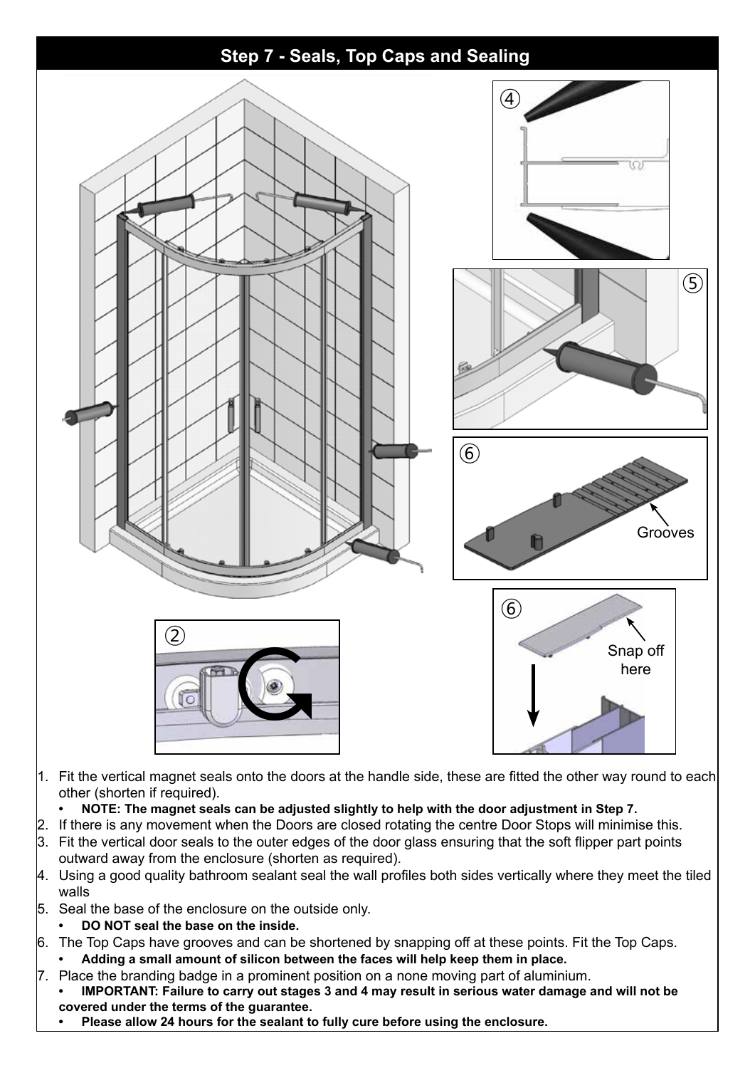# Step 7 - Seals, Top Caps and Sealing

④

⑤

⑥

Grooves

⑥

Snap off here

②

1. Fit the vertical magnet seals onto the doors at the handle side, these are fitted the other way round to each other (shorten if required).
   - **NOTE: The magnet seals can be adjusted slightly to help with the door adjustment in Step 7.**
2. If there is any movement when the Doors are closed rotating the centre Door Stops will minimise this.
3. Fit the vertical door seals to the outer edges of the door glass ensuring that the soft flipper part points outward away from the enclosure (shorten as required).
4. Using a good quality bathroom sealant seal the wall profiles both sides vertically where they meet the tiled walls
5. Seal the base of the enclosure on the outside only.
   - **DO NOT seal the base on the inside.**
6. The Top Caps have grooves and can be shortened by snapping off at these points. Fit the Top Caps.
   - **Adding a small amount of silicon between the faces will help keep them in place.**
7. Place the branding badge in a prominent position on a none moving part of aluminium.
   - **IMPORTANT: Failure to carry out stages 3 and 4 may result in serious water damage and will not be covered under the terms of the guarantee.**
   - **Please allow 24 hours for the sealant to fully cure before using the enclosure.**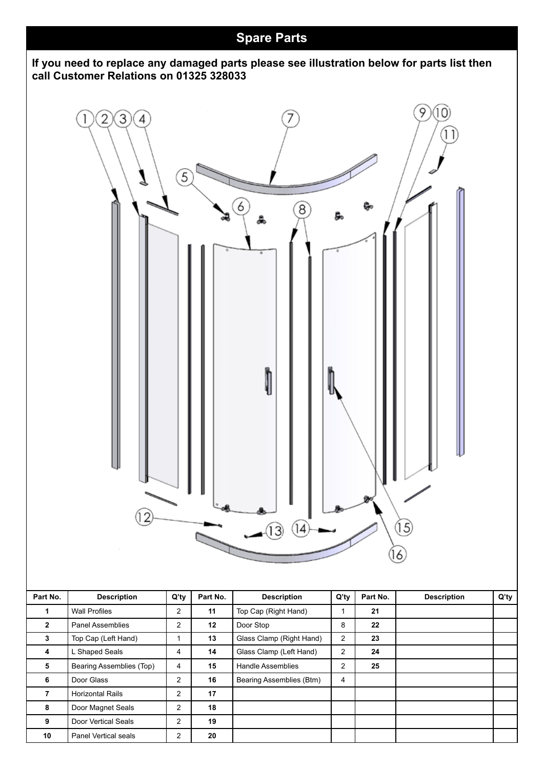## Spare Parts

**If you need to replace any damaged parts please see illustration below for parts list then call Customer Relations on 01325 328033**

| Part No. | Description | Q'ty | Part No. | Description | Q'ty | Part No. | Description | Q'ty |
|---|---|---|---|---|---|---|---|---|
| 1 | Wall Profiles | 2 | 11 | Top Cap (Right Hand) | 1 | 21 | | |
| 2 | Panel Assemblies | 2 | 12 | Door Stop | 8 | 22 | | |
| 3 | Top Cap (Left Hand) | 1 | 13 | Glass Clamp (Right Hand) | 2 | 23 | | |
| 4 | L Shaped Seals | 4 | 14 | Glass Clamp (Left Hand) | 2 | 24 | | |
| 5 | Bearing Assemblies (Top) | 4 | 15 | Handle Assemblies | 2 | 25 | | |
| 6 | Door Glass | 2 | 16 | Bearing Assemblies (Btm) | 4 | | | |
| 7 | Horizontal Rails | 2 | 17 | | | | | |
| 8 | Door Magnet Seals | 2 | 18 | | | | | |
| 9 | Door Vertical Seals | 2 | 19 | | | | | |
| 10 | Panel Vertical seals | 2 | 20 | | | | | |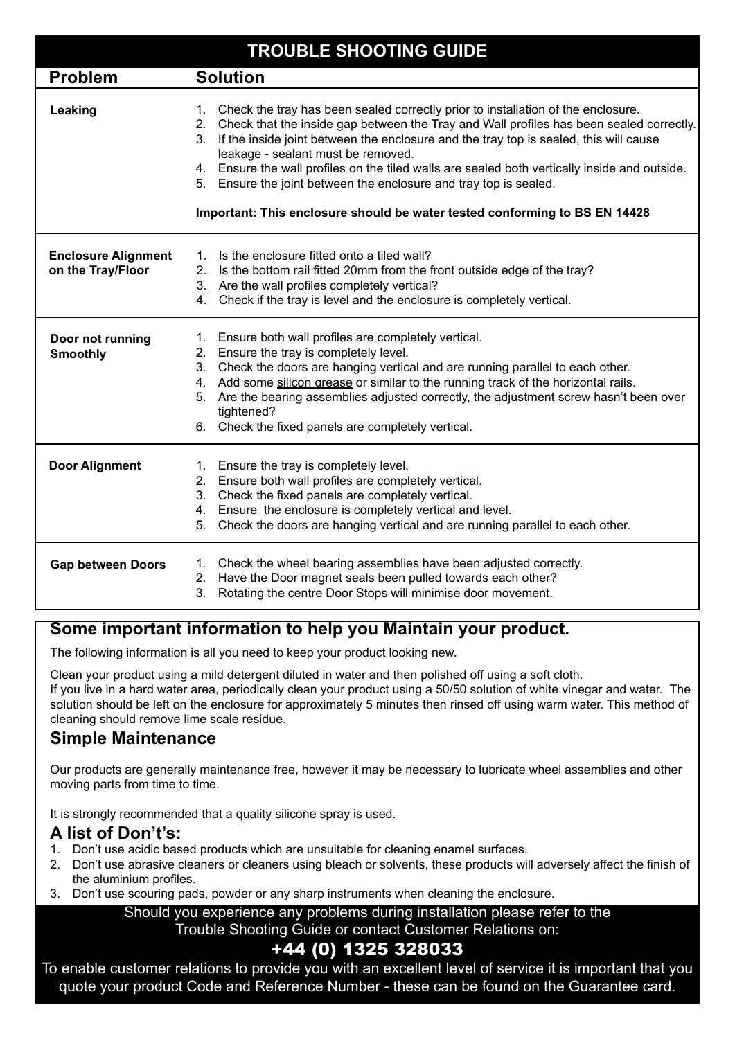## TROUBLE SHOOTING GUIDE

| Problem | Solution |
|---|---|
| **Leaking** | 1. Check the tray has been sealed correctly prior to installation of the enclosure.<br>2. Check that the inside gap between the Tray and Wall profiles has been sealed correctly.<br>3. If the inside joint between the enclosure and the tray top is sealed, this will cause leakage - sealant must be removed.<br>4. Ensure the wall profiles on the tiled walls are sealed both vertically inside and outside.<br>5. Ensure the joint between the enclosure and tray top is sealed.<br><br>**Important: This enclosure should be water tested conforming to BS EN 14428** |
| **Enclosure Alignment on the Tray/Floor** | 1. Is the enclosure fitted onto a tiled wall?<br>2. Is the bottom rail fitted 20mm from the front outside edge of the tray?<br>3. Are the wall profiles completely vertical?<br>4. Check if the tray is level and the enclosure is completely vertical. |
| **Door not running Smoothly** | 1. Ensure both wall profiles are completely vertical.<br>2. Ensure the tray is completely level.<br>3. Check the doors are hanging vertical and are running parallel to each other.<br>4. Add some silicon grease or similar to the running track of the horizontal rails.<br>5. Are the bearing assemblies adjusted correctly, the adjustment screw hasn't been over tightened?<br>6. Check the fixed panels are completely vertical. |
| **Door Alignment** | 1. Ensure the tray is completely level.<br>2. Ensure both wall profiles are completely vertical.<br>3. Check the fixed panels are completely vertical.<br>4. Ensure the enclosure is completely vertical and level.<br>5. Check the doors are hanging vertical and are running parallel to each other. |
| **Gap between Doors** | 1. Check the wheel bearing assemblies have been adjusted correctly.<br>2. Have the Door magnet seals been pulled towards each other?<br>3. Rotating the centre Door Stops will minimise door movement. |

## Some important information to help you Maintain your product.

The following information is all you need to keep your product looking new.

Clean your product using a mild detergent diluted in water and then polished off using a soft cloth.
If you live in a hard water area, periodically clean your product using a 50/50 solution of white vinegar and water. The solution should be left on the enclosure for approximately 5 minutes then rinsed off using warm water. This method of cleaning should remove lime scale residue.

## Simple Maintenance

Our products are generally maintenance free, however it may be necessary to lubricate wheel assemblies and other moving parts from time to time.

It is strongly recommended that a quality silicone spray is used.

## A list of Don't's:

1. Don't use acidic based products which are unsuitable for cleaning enamel surfaces.
2. Don't use abrasive cleaners or cleaners using bleach or solvents, these products will adversely affect the finish of the aluminium profiles.
3. Don't use scouring pads, powder or any sharp instruments when cleaning the enclosure.

Should you experience any problems during installation please refer to the Trouble Shooting Guide or contact Customer Relations on:

**+44 (0) 1325 328033**

To enable customer relations to provide you with an excellent level of service it is important that you quote your product Code and Reference Number - these can be found on the Guarantee card.